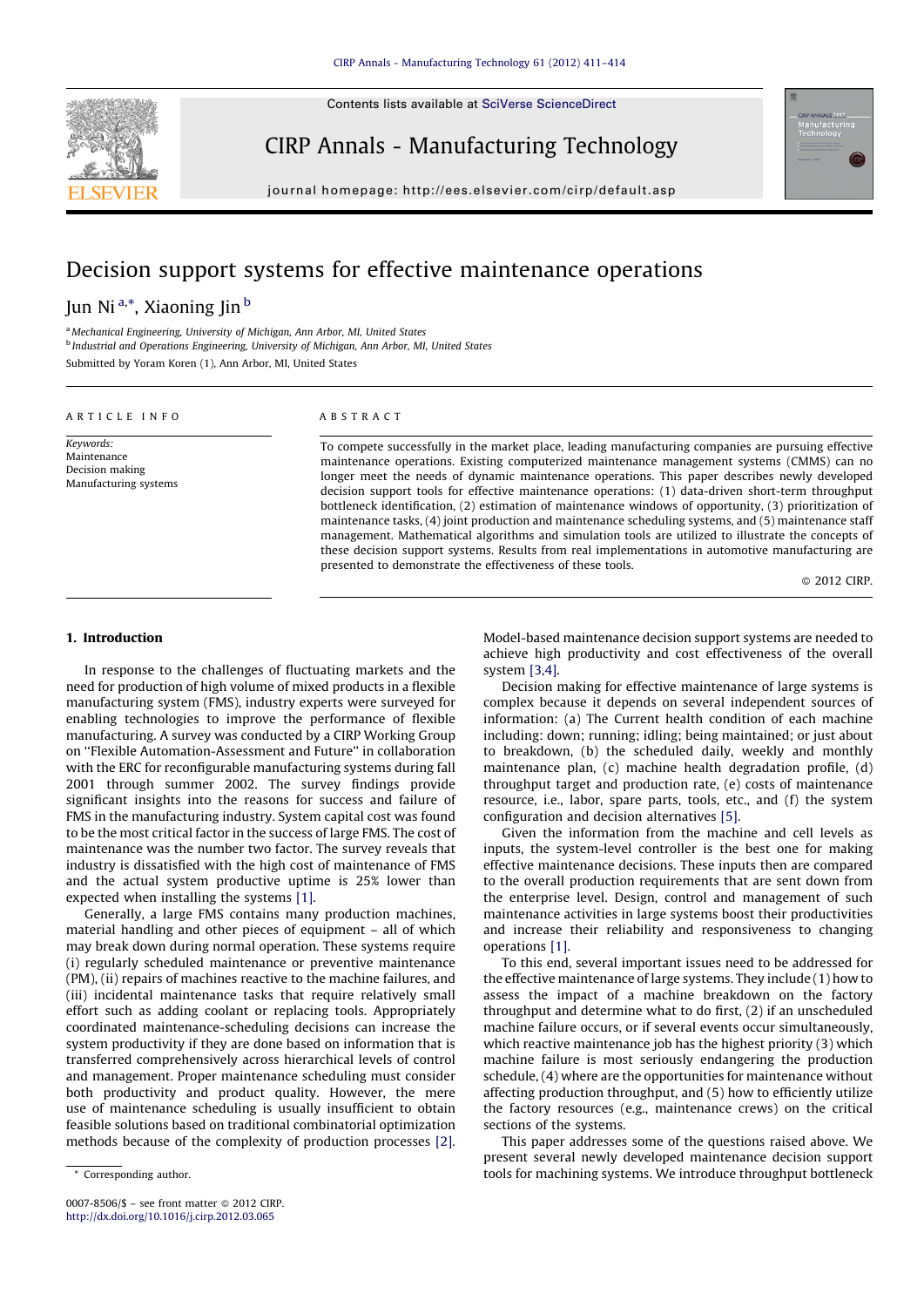Contents lists available at SciVerse ScienceDirect

# CIRP Annals - Manufacturing Technology

journal homepage: http://ees.elsevier.com/cirp/default.asp

# Decision support systems for effective maintenance operations

Jun Ni [a,*], Xiaoning Jin [b]

[a] Mechanical Engineering, University of Michigan, Ann Arbor, MI, United States
[b] Industrial and Operations Engineering, University of Michigan, Ann Arbor, MI, United States

Submitted by Yoram Koren (1), Ann Arbor, MI, United States

ARTICLE INFO

*Keywords:*
Maintenance
Decision making
Manufacturing systems

ABSTRACT

To compete successfully in the market place, leading manufacturing companies are pursuing effective maintenance operations. Existing computerized maintenance management systems (CMMS) can no longer meet the needs of dynamic maintenance operations. This paper describes newly developed decision support tools for effective maintenance operations: (1) data-driven short-term throughput bottleneck identification, (2) estimation of maintenance windows of opportunity, (3) prioritization of maintenance tasks, (4) joint production and maintenance scheduling systems, and (5) maintenance staff management. Mathematical algorithms and simulation tools are utilized to illustrate the concepts of these decision support systems. Results from real implementations in automotive manufacturing are presented to demonstrate the effectiveness of these tools.

© 2012 CIRP.

## 1. Introduction

In response to the challenges of fluctuating markets and the need for production of high volume of mixed products in a flexible manufacturing system (FMS), industry experts were surveyed for enabling technologies to improve the performance of flexible manufacturing. A survey was conducted by a CIRP Working Group on "Flexible Automation-Assessment and Future" in collaboration with the ERC for reconfigurable manufacturing systems during fall 2001 through summer 2002. The survey findings provide significant insights into the reasons for success and failure of FMS in the manufacturing industry. System capital cost was found to be the most critical factor in the success of large FMS. The cost of maintenance was the number two factor. The survey reveals that industry is dissatisfied with the high cost of maintenance of FMS and the actual system productive uptime is 25% lower than expected when installing the systems [1].

Generally, a large FMS contains many production machines, material handling and other pieces of equipment – all of which may break down during normal operation. These systems require (i) regularly scheduled maintenance or preventive maintenance (PM), (ii) repairs of machines reactive to the machine failures, and (iii) incidental maintenance tasks that require relatively small effort such as adding coolant or replacing tools. Appropriately coordinated maintenance-scheduling decisions can increase the system productivity if they are done based on information that is transferred comprehensively across hierarchical levels of control and management. Proper maintenance scheduling must consider both productivity and product quality. However, the mere use of maintenance scheduling is usually insufficient to obtain feasible solutions based on traditional combinatorial optimization methods because of the complexity of production processes [2]. Model-based maintenance decision support systems are needed to achieve high productivity and cost effectiveness of the overall system [3,4].

Decision making for effective maintenance of large systems is complex because it depends on several independent sources of information: (a) The Current health condition of each machine including: down; running; idling; being maintained; or just about to breakdown, (b) the scheduled daily, weekly and monthly maintenance plan, (c) machine health degradation profile, (d) throughput target and production rate, (e) costs of maintenance resource, i.e., labor, spare parts, tools, etc., and (f) the system configuration and decision alternatives [5].

Given the information from the machine and cell levels as inputs, the system-level controller is the best one for making effective maintenance decisions. These inputs then are compared to the overall production requirements that are sent down from the enterprise level. Design, control and management of such maintenance activities in large systems boost their productivities and increase their reliability and responsiveness to changing operations [1].

To this end, several important issues need to be addressed for the effective maintenance of large systems. They include (1) how to assess the impact of a machine breakdown on the factory throughput and determine what to do first, (2) if an unscheduled machine failure occurs, or if several events occur simultaneously, which reactive maintenance job has the highest priority (3) which machine failure is most seriously endangering the production schedule, (4) where are the opportunities for maintenance without affecting production throughput, and (5) how to efficiently utilize the factory resources (e.g., maintenance crews) on the critical sections of the systems.

This paper addresses some of the questions raised above. We present several newly developed maintenance decision support tools for machining systems. We introduce throughput bottleneck

\* Corresponding author.

0007-8506/$ – see front matter © 2012 CIRP.
http://dx.doi.org/10.1016/j.cirp.2012.03.065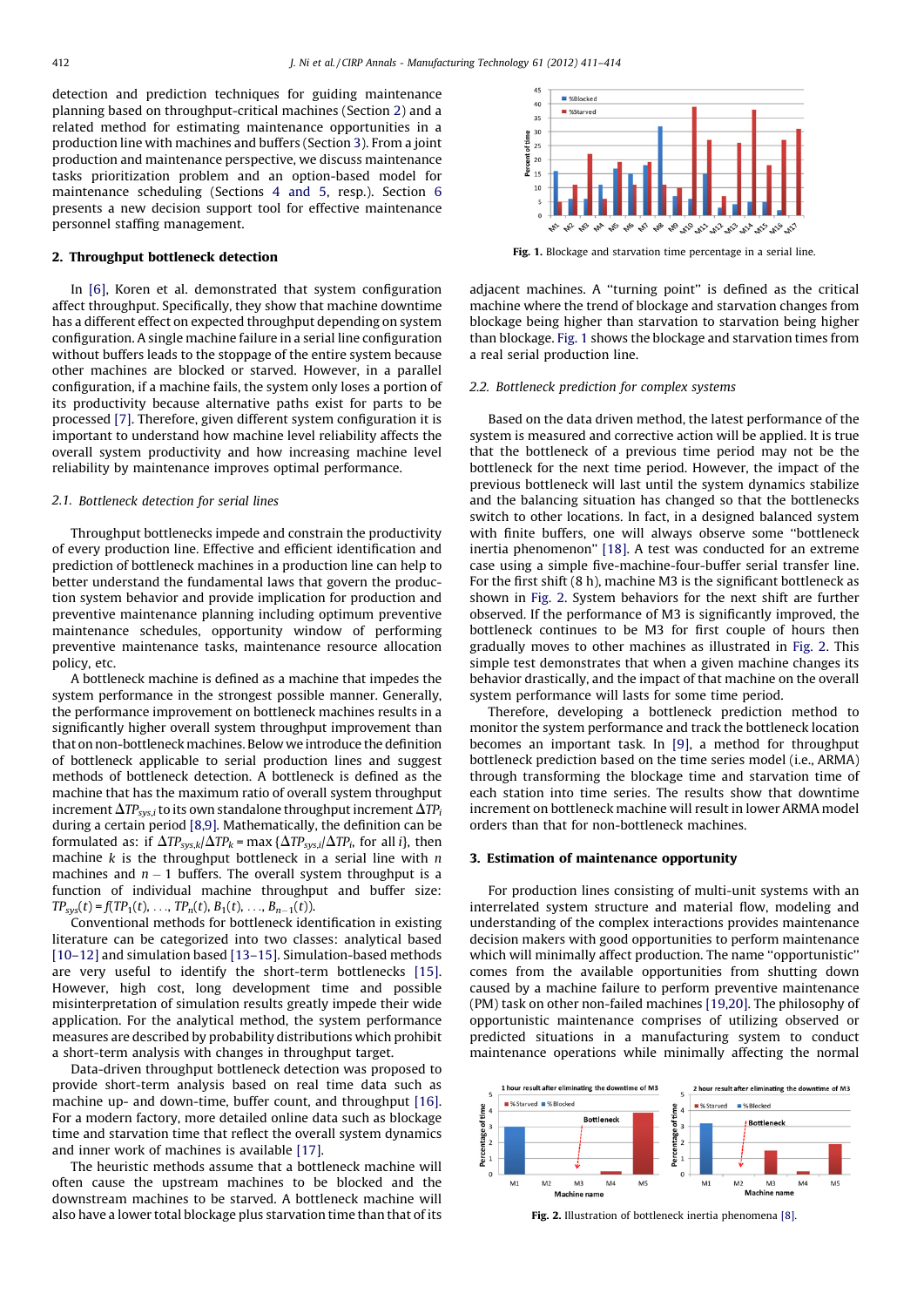detection and prediction techniques for guiding maintenance planning based on throughput-critical machines (Section 2) and a related method for estimating maintenance opportunities in a production line with machines and buffers (Section 3). From a joint production and maintenance perspective, we discuss maintenance tasks prioritization problem and an option-based model for maintenance scheduling (Sections 4 and 5, resp.). Section 6 presents a new decision support tool for effective maintenance personnel staffing management.

## 2. Throughput bottleneck detection

In [6], Koren et al. demonstrated that system configuration affect throughput. Specifically, they show that machine downtime has a different effect on expected throughput depending on system configuration. A single machine failure in a serial line configuration without buffers leads to the stoppage of the entire system because other machines are blocked or starved. However, in a parallel configuration, if a machine fails, the system only loses a portion of its productivity because alternative paths exist for parts to be processed [7]. Therefore, given different system configuration it is important to understand how machine level reliability affects the overall system productivity and how increasing machine level reliability by maintenance improves optimal performance.

### 2.1. Bottleneck detection for serial lines

Throughput bottlenecks impede and constrain the productivity of every production line. Effective and efficient identification and prediction of bottleneck machines in a production line can help to better understand the fundamental laws that govern the production system behavior and provide implication for production and preventive maintenance planning including optimum preventive maintenance schedules, opportunity window of performing preventive maintenance tasks, maintenance resource allocation policy, etc.

A bottleneck machine is defined as a machine that impedes the system performance in the strongest possible manner. Generally, the performance improvement on bottleneck machines results in a significantly higher overall system throughput improvement than that on non-bottleneck machines. Below we introduce the definition of bottleneck applicable to serial production lines and suggest methods of bottleneck detection. A bottleneck is defined as the machine that has the maximum ratio of overall system throughput increment $\Delta TP_{sys,i}$ to its own standalone throughput increment $\Delta TP_i$ during a certain period [8,9]. Mathematically, the definition can be formulated as: if $\Delta TP_{sys,k}/\Delta TP_k = \max\{\Delta TP_{sys,i}/\Delta TP_i$, for all $i\}$, then machine $k$ is the throughput bottleneck in a serial line with $n$ machines and $n-1$ buffers. The overall system throughput is a function of individual machine throughput and buffer size: $TP_{sys}(t) = f(TP_1(t), \ldots, TP_n(t), B_1(t), \ldots, B_{n-1}(t))$.

Conventional methods for bottleneck identification in existing literature can be categorized into two classes: analytical based [10–12] and simulation based [13–15]. Simulation-based methods are very useful to identify the short-term bottlenecks [15]. However, high cost, long development time and possible misinterpretation of simulation results greatly impede their wide application. For the analytical method, the system performance measures are described by probability distributions which prohibit a short-term analysis with changes in throughput target.

Data-driven throughput bottleneck detection was proposed to provide short-term analysis based on real time data such as machine up- and down-time, buffer count, and throughput [16]. For a modern factory, more detailed online data such as blockage time and starvation time that reflect the overall system dynamics and inner work of machines is available [17].

The heuristic methods assume that a bottleneck machine will often cause the upstream machines to be blocked and the downstream machines to be starved. A bottleneck machine will also have a lower total blockage plus starvation time than that of its adjacent machines. A "turning point" is defined as the critical machine where the trend of blockage and starvation changes from blockage being higher than starvation to starvation being higher than blockage. Fig. 1 shows the blockage and starvation times from a real serial production line.

Fig. 1. Blockage and starvation time percentage in a serial line.

### 2.2. Bottleneck prediction for complex systems

Based on the data driven method, the latest performance of the system is measured and corrective action will be applied. It is true that the bottleneck of a previous time period may not be the bottleneck for the next time period. However, the impact of the previous bottleneck will last until the system dynamics stabilize and the balancing situation has changed so that the bottlenecks switch to other locations. In fact, in a designed balanced system with finite buffers, one will always observe some "bottleneck inertia phenomenon" [18]. A test was conducted for an extreme case using a simple five-machine-four-buffer serial transfer line. For the first shift (8 h), machine M3 is the significant bottleneck as shown in Fig. 2. System behaviors for the next shift are further observed. If the performance of M3 is significantly improved, the bottleneck continues to be M3 for first couple of hours then gradually moves to other machines as illustrated in Fig. 2. This simple test demonstrates that when a given machine changes its behavior drastically, and the impact of that machine on the overall system performance will lasts for some time period.

Therefore, developing a bottleneck prediction method to monitor the system performance and track the bottleneck location becomes an important task. In [9], a method for throughput bottleneck prediction based on the time series model (i.e., ARMA) through transforming the blockage time and starvation time of each station into time series. The results show that downtime increment on bottleneck machine will result in lower ARMA model orders than that for non-bottleneck machines.

## 3. Estimation of maintenance opportunity

For production lines consisting of multi-unit systems with an interrelated system structure and material flow, modeling and understanding of the complex interactions provides maintenance decision makers with good opportunities to perform maintenance which will minimally affect production. The name "opportunistic" comes from the available opportunities from shutting down caused by a machine failure to perform preventive maintenance (PM) task on other non-failed machines [19,20]. The philosophy of opportunistic maintenance comprises of utilizing observed or predicted situations in a manufacturing system to conduct maintenance operations while minimally affecting the normal

Fig. 2. Illustration of bottleneck inertia phenomena [8].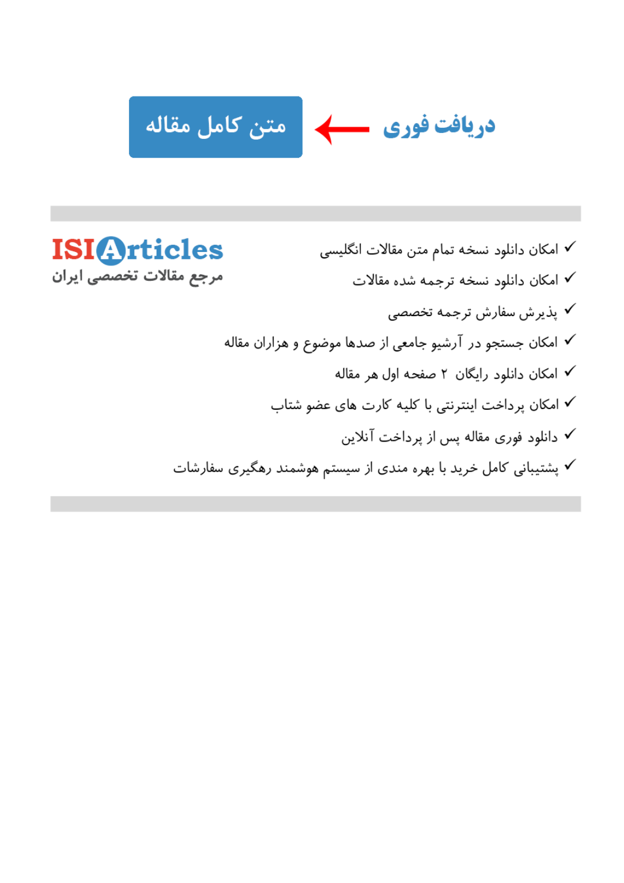دریافت فوری ← متن کامل مقاله

**ISIArticles**
مرجع مقالات تخصصی ایران

- ✓ امکان دانلود نسخه تمام متن مقالات انگلیسی
- ✓ امکان دانلود نسخه ترجمه شده مقالات
- ✓ پذیرش سفارش ترجمه تخصصی
- ✓ امکان جستجو در آرشیو جامعی از صدها موضوع و هزاران مقاله
- ✓ امکان دانلود رایگان ۲ صفحه اول هر مقاله
- ✓ امکان پرداخت اینترنتی با کلیه کارت های عضو شتاب
- ✓ دانلود فوری مقاله پس از پرداخت آنلاین
- ✓ پشتیبانی کامل خرید با بهره مندی از سیستم هوشمند رهگیری سفارشات